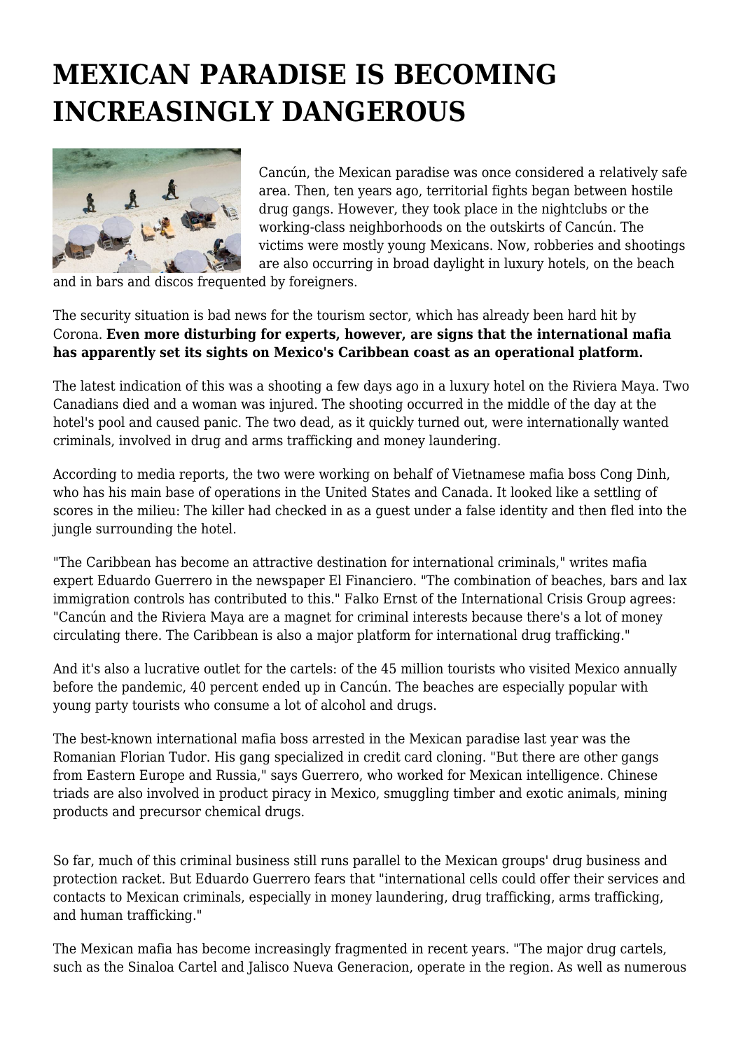# MEXICAN PARADISE IS BECOMING INCREASINGLY DANGEROUS

Cancún, the Mexican paradise was once considered a relatively safe area. Then, ten years ago, territorial fights began between hostile drug gangs. However, they took place in the nightclubs or the working-class neighborhoods on the outskirts of Cancún. The victims were mostly young Mexicans. Now, robberies and shootings are also occurring in broad daylight in luxury hotels, on the beach and in bars and discos frequented by foreigners.

The security situation is bad news for the tourism sector, which has already been hard hit by Corona. **Even more disturbing for experts, however, are signs that the international mafia has apparently set its sights on Mexico's Caribbean coast as an operational platform.**

The latest indication of this was a shooting a few days ago in a luxury hotel on the Riviera Maya. Two Canadians died and a woman was injured. The shooting occurred in the middle of the day at the hotel's pool and caused panic. The two dead, as it quickly turned out, were internationally wanted criminals, involved in drug and arms trafficking and money laundering.

According to media reports, the two were working on behalf of Vietnamese mafia boss Cong Dinh, who has his main base of operations in the United States and Canada. It looked like a settling of scores in the milieu: The killer had checked in as a guest under a false identity and then fled into the jungle surrounding the hotel.

"The Caribbean has become an attractive destination for international criminals," writes mafia expert Eduardo Guerrero in the newspaper El Financiero. "The combination of beaches, bars and lax immigration controls has contributed to this." Falko Ernst of the International Crisis Group agrees: "Cancún and the Riviera Maya are a magnet for criminal interests because there's a lot of money circulating there. The Caribbean is also a major platform for international drug trafficking."

And it's also a lucrative outlet for the cartels: of the 45 million tourists who visited Mexico annually before the pandemic, 40 percent ended up in Cancún. The beaches are especially popular with young party tourists who consume a lot of alcohol and drugs.

The best-known international mafia boss arrested in the Mexican paradise last year was the Romanian Florian Tudor. His gang specialized in credit card cloning. "But there are other gangs from Eastern Europe and Russia," says Guerrero, who worked for Mexican intelligence. Chinese triads are also involved in product piracy in Mexico, smuggling timber and exotic animals, mining products and precursor chemical drugs.

So far, much of this criminal business still runs parallel to the Mexican groups' drug business and protection racket. But Eduardo Guerrero fears that "international cells could offer their services and contacts to Mexican criminals, especially in money laundering, drug trafficking, arms trafficking, and human trafficking."

The Mexican mafia has become increasingly fragmented in recent years. "The major drug cartels, such as the Sinaloa Cartel and Jalisco Nueva Generacion, operate in the region. As well as numerous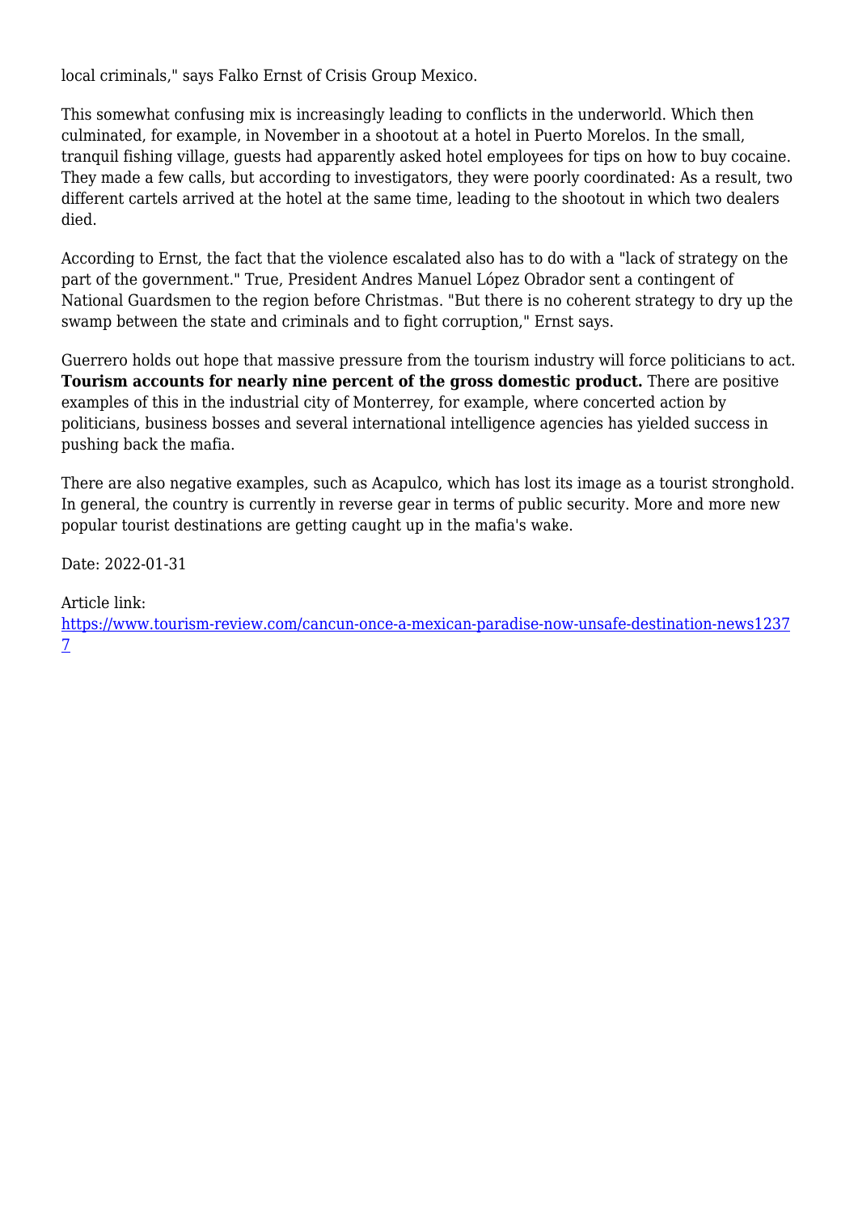local criminals," says Falko Ernst of Crisis Group Mexico.

This somewhat confusing mix is increasingly leading to conflicts in the underworld. Which then culminated, for example, in November in a shootout at a hotel in Puerto Morelos. In the small, tranquil fishing village, guests had apparently asked hotel employees for tips on how to buy cocaine. They made a few calls, but according to investigators, they were poorly coordinated: As a result, two different cartels arrived at the hotel at the same time, leading to the shootout in which two dealers died.

According to Ernst, the fact that the violence escalated also has to do with a "lack of strategy on the part of the government." True, President Andres Manuel López Obrador sent a contingent of National Guardsmen to the region before Christmas. "But there is no coherent strategy to dry up the swamp between the state and criminals and to fight corruption," Ernst says.

Guerrero holds out hope that massive pressure from the tourism industry will force politicians to act. **Tourism accounts for nearly nine percent of the gross domestic product.** There are positive examples of this in the industrial city of Monterrey, for example, where concerted action by politicians, business bosses and several international intelligence agencies has yielded success in pushing back the mafia.

There are also negative examples, such as Acapulco, which has lost its image as a tourist stronghold. In general, the country is currently in reverse gear in terms of public security. More and more new popular tourist destinations are getting caught up in the mafia's wake.

Date: 2022-01-31

Article link:
[https://www.tourism-review.com/cancun-once-a-mexican-paradise-now-unsafe-destination-news12377](https://www.tourism-review.com/cancun-once-a-mexican-paradise-now-unsafe-destination-news12377)